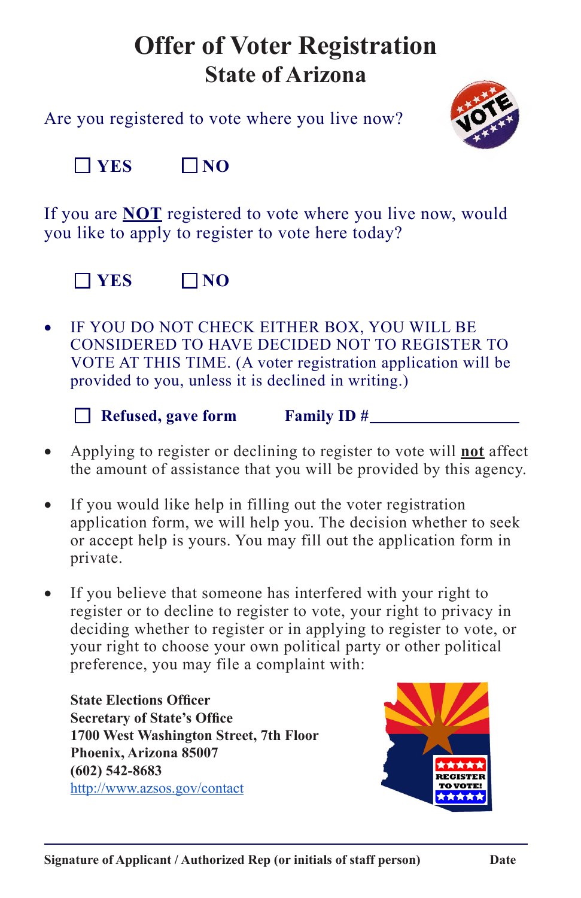# Offer of Voter Registration

## State of Arizona

Are you registered to vote where you live now?

☐ **YES** ☐ **NO**

If you are **NOT** registered to vote where you live now, would you like to apply to register to vote here today?

☐ **YES** ☐ **NO**

- IF YOU DO NOT CHECK EITHER BOX, YOU WILL BE CONSIDERED TO HAVE DECIDED NOT TO REGISTER TO VOTE AT THIS TIME. (A voter registration application will be provided to you, unless it is declined in writing.)

☐ **Refused, gave form** **Family ID #**\_\_\_\_\_\_\_\_\_\_\_\_\_\_\_\_\_\_

- Applying to register or declining to register to vote will **not** affect the amount of assistance that you will be provided by this agency.
- If you would like help in filling out the voter registration application form, we will help you. The decision whether to seek or accept help is yours. You may fill out the application form in private.
- If you believe that someone has interfered with your right to register or to decline to register to vote, your right to privacy in deciding whether to register or in applying to register to vote, or your right to choose your own political party or other political preference, you may file a complaint with:

**State Elections Officer**
**Secretary of State's Office**
**1700 West Washington Street, 7th Floor**
**Phoenix, Arizona 85007**
**(602) 542-8683**
http://www.azsos.gov/contact

\_\_\_\_\_\_\_\_\_\_\_\_\_\_\_\_\_\_\_\_\_\_\_\_\_\_\_\_\_\_\_\_\_\_\_\_\_\_\_\_\_\_\_\_\_\_\_\_\_\_\_\_\_\_\_\_\_\_\_\_

**Signature of Applicant / Authorized Rep (or initials of staff person)** **Date**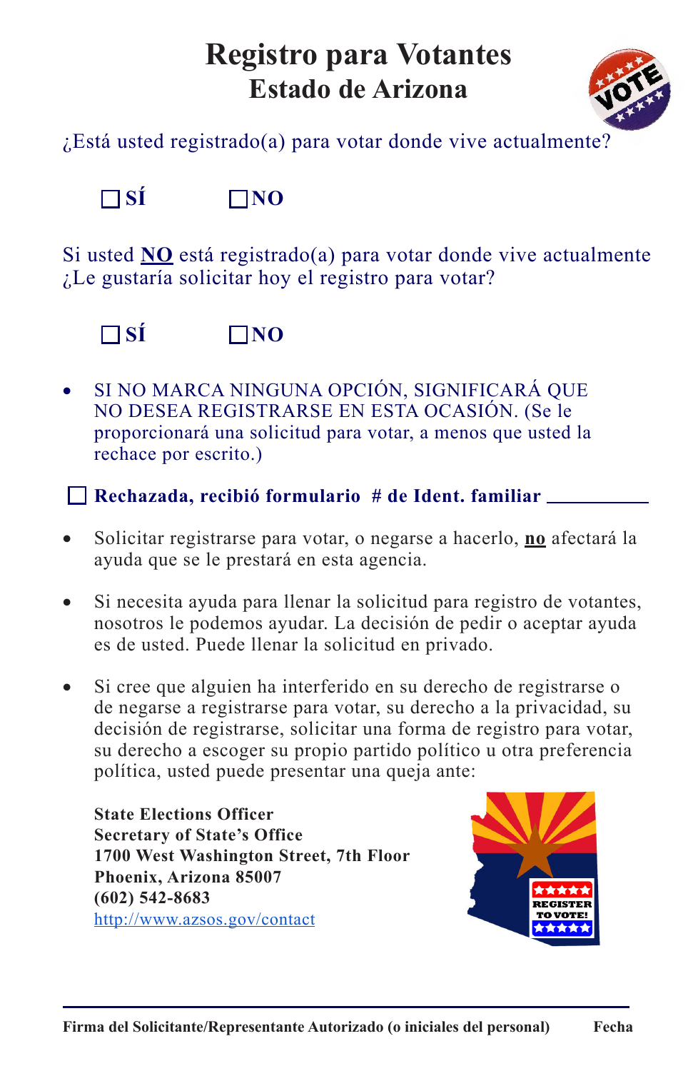# Registro para Votantes
## Estado de Arizona

¿Está usted registrado(a) para votar donde vive actualmente?

☐ **SÍ** ☐ **NO**

Si usted **NO** está registrado(a) para votar donde vive actualmente ¿Le gustaría solicitar hoy el registro para votar?

☐ **SÍ** ☐ **NO**

- SI NO MARCA NINGUNA OPCIÓN, SIGNIFICARÁ QUE NO DESEA REGISTRARSE EN ESTA OCASIÓN. (Se le proporcionará una solicitud para votar, a menos que usted la rechace por escrito.)

☐ **Rechazada, recibió formulario # de Ident. familiar** ___________

- Solicitar registrarse para votar, o negarse a hacerlo, **no** afectará la ayuda que se le prestará en esta agencia.
- Si necesita ayuda para llenar la solicitud para registro de votantes, nosotros le podemos ayudar. La decisión de pedir o aceptar ayuda es de usted. Puede llenar la solicitud en privado.
- Si cree que alguien ha interferido en su derecho de registrarse o de negarse a registrarse para votar, su derecho a la privacidad, su decisión de registrarse, solicitar una forma de registro para votar, su derecho a escoger su propio partido político u otra preferencia política, usted puede presentar una queja ante:

**State Elections Officer**
**Secretary of State's Office**
**1700 West Washington Street, 7th Floor**
**Phoenix, Arizona 85007**
**(602) 542-8683**
http://www.azsos.gov/contact

REGISTER TO VOTE!

**Firma del Solicitante/Representante Autorizado (o iniciales del personal)** **Fecha**